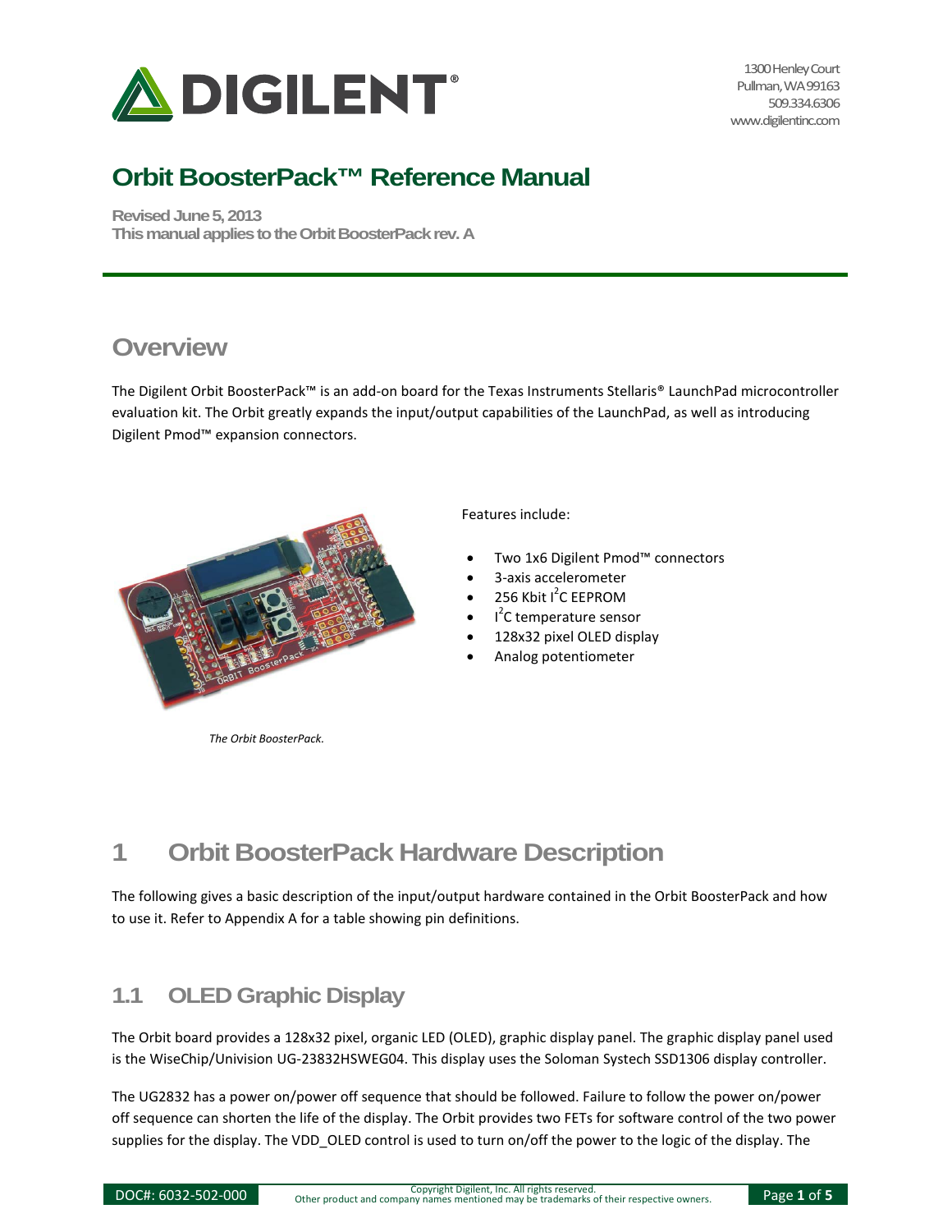1300 Henley Court
Pullman, WA 99163
509.334.6306
www.digilentinc.com

# Orbit BoosterPack™ Reference Manual

**Revised June 5, 2013**
**This manual applies to the Orbit BoosterPack rev. A**

## Overview

The Digilent Orbit BoosterPack™ is an add-on board for the Texas Instruments Stellaris® LaunchPad microcontroller evaluation kit. The Orbit greatly expands the input/output capabilities of the LaunchPad, as well as introducing Digilent Pmod™ expansion connectors.

*The Orbit BoosterPack.*

Features include:

- Two 1x6 Digilent Pmod™ connectors
- 3-axis accelerometer
- 256 Kbit $I^2C$ EEPROM
- $I^2C$ temperature sensor
- 128x32 pixel OLED display
- Analog potentiometer

## 1 Orbit BoosterPack Hardware Description

The following gives a basic description of the input/output hardware contained in the Orbit BoosterPack and how to use it. Refer to Appendix A for a table showing pin definitions.

### 1.1 OLED Graphic Display

The Orbit board provides a 128x32 pixel, organic LED (OLED), graphic display panel. The graphic display panel used is the WiseChip/Univision UG-23832HSWEG04. This display uses the Soloman Systech SSD1306 display controller.

The UG2832 has a power on/power off sequence that should be followed. Failure to follow the power on/power off sequence can shorten the life of the display. The Orbit provides two FETs for software control of the two power supplies for the display. The VDD_OLED control is used to turn on/off the power to the logic of the display. The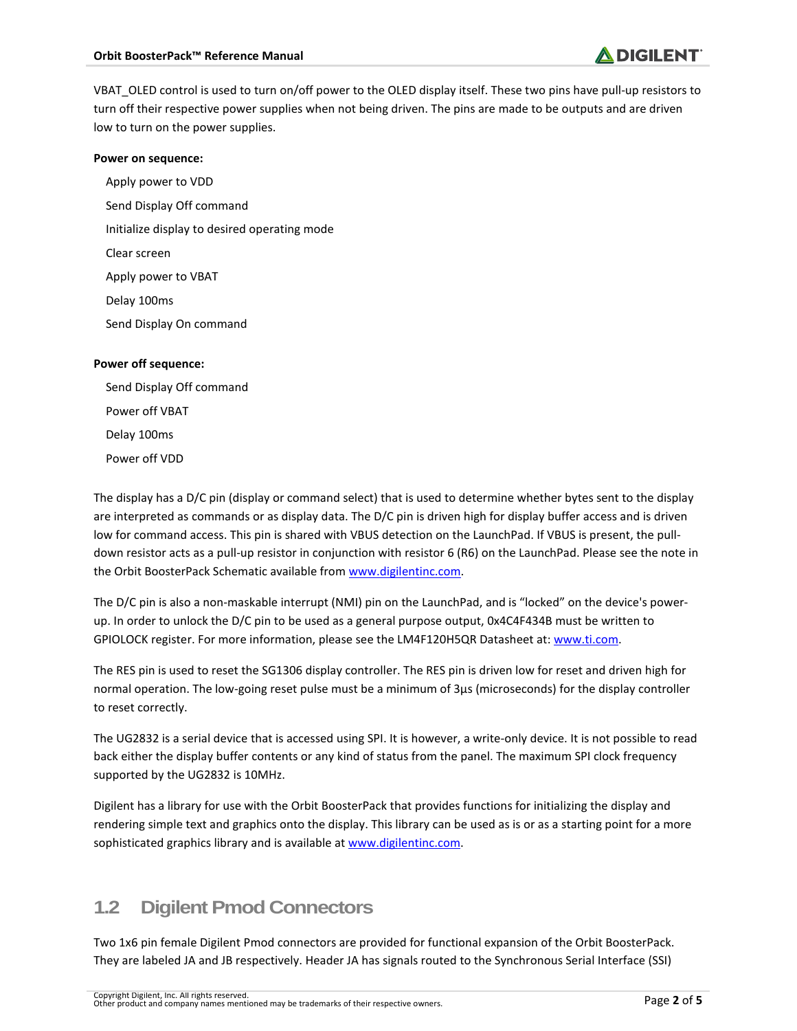VBAT_OLED control is used to turn on/off power to the OLED display itself. These two pins have pull-up resistors to turn off their respective power supplies when not being driven. The pins are made to be outputs and are driven low to turn on the power supplies.

**Power on sequence:**

Apply power to VDD

Send Display Off command

Initialize display to desired operating mode

Clear screen

Apply power to VBAT

Delay 100ms

Send Display On command

**Power off sequence:**

Send Display Off command

Power off VBAT

Delay 100ms

Power off VDD

The display has a D/C pin (display or command select) that is used to determine whether bytes sent to the display are interpreted as commands or as display data. The D/C pin is driven high for display buffer access and is driven low for command access. This pin is shared with VBUS detection on the LaunchPad. If VBUS is present, the pull-down resistor acts as a pull-up resistor in conjunction with resistor 6 (R6) on the LaunchPad. Please see the note in the Orbit BoosterPack Schematic available from www.digilentinc.com.

The D/C pin is also a non-maskable interrupt (NMI) pin on the LaunchPad, and is “locked” on the device's power-up. In order to unlock the D/C pin to be used as a general purpose output, 0x4C4F434B must be written to GPIOLOCK register. For more information, please see the LM4F120H5QR Datasheet at: www.ti.com.

The RES pin is used to reset the SG1306 display controller. The RES pin is driven low for reset and driven high for normal operation. The low-going reset pulse must be a minimum of 3µs (microseconds) for the display controller to reset correctly.

The UG2832 is a serial device that is accessed using SPI. It is however, a write-only device. It is not possible to read back either the display buffer contents or any kind of status from the panel. The maximum SPI clock frequency supported by the UG2832 is 10MHz.

Digilent has a library for use with the Orbit BoosterPack that provides functions for initializing the display and rendering simple text and graphics onto the display. This library can be used as is or as a starting point for a more sophisticated graphics library and is available at www.digilentinc.com.

## 1.2 Digilent Pmod Connectors

Two 1x6 pin female Digilent Pmod connectors are provided for functional expansion of the Orbit BoosterPack. They are labeled JA and JB respectively. Header JA has signals routed to the Synchronous Serial Interface (SSI)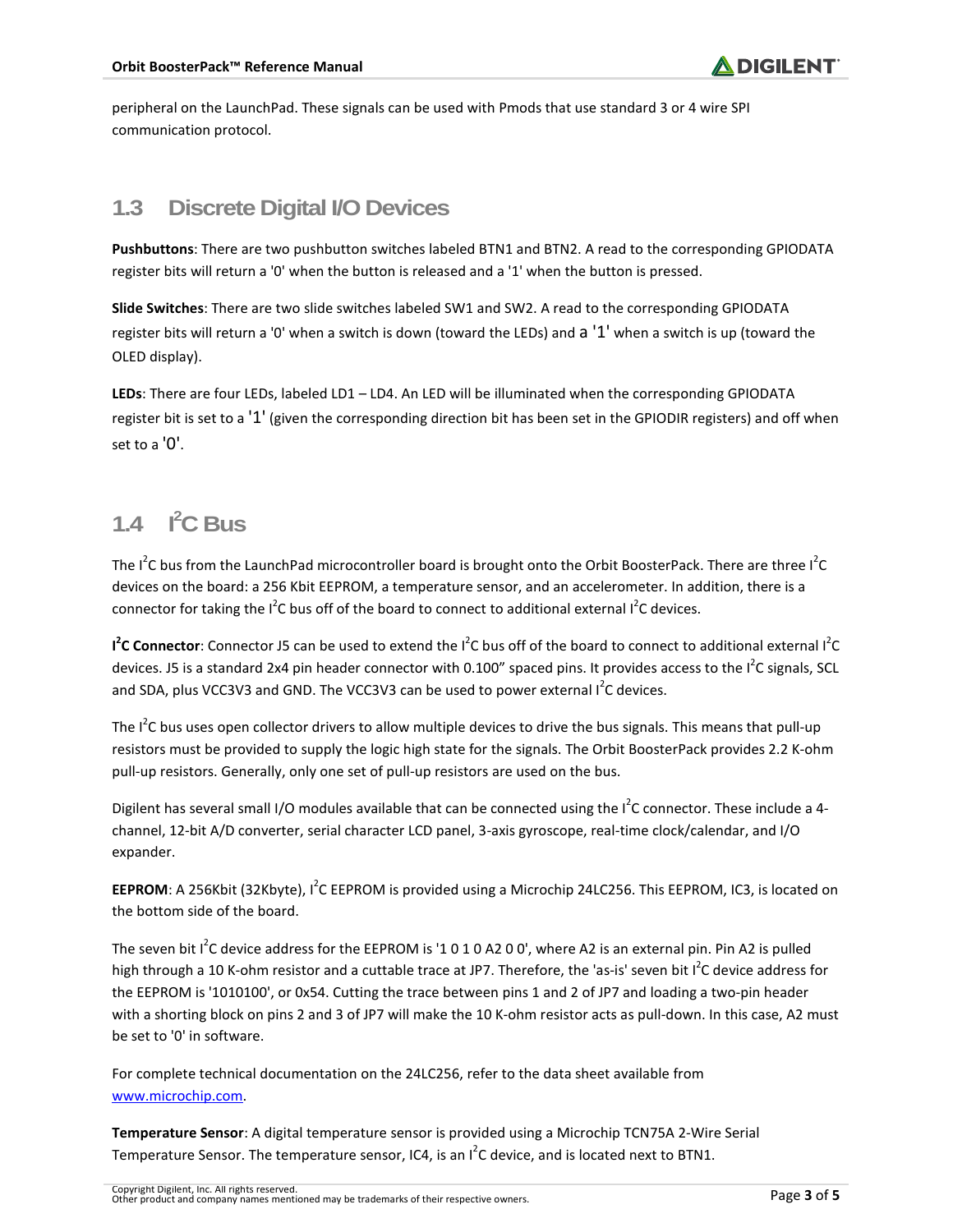peripheral on the LaunchPad. These signals can be used with Pmods that use standard 3 or 4 wire SPI communication protocol.

## 1.3 Discrete Digital I/O Devices

**Pushbuttons**: There are two pushbutton switches labeled BTN1 and BTN2. A read to the corresponding GPIODATA register bits will return a '0' when the button is released and a '1' when the button is pressed.

**Slide Switches**: There are two slide switches labeled SW1 and SW2. A read to the corresponding GPIODATA register bits will return a '0' when a switch is down (toward the LEDs) and a '1' when a switch is up (toward the OLED display).

**LEDs**: There are four LEDs, labeled LD1 – LD4. An LED will be illuminated when the corresponding GPIODATA register bit is set to a '1' (given the corresponding direction bit has been set in the GPIODIR registers) and off when set to a '0'.

## 1.4 I²C Bus

The I²C bus from the LaunchPad microcontroller board is brought onto the Orbit BoosterPack. There are three I²C devices on the board: a 256 Kbit EEPROM, a temperature sensor, and an accelerometer. In addition, there is a connector for taking the I²C bus off of the board to connect to additional external I²C devices.

**I²C Connector**: Connector J5 can be used to extend the I²C bus off of the board to connect to additional external I²C devices. J5 is a standard 2x4 pin header connector with 0.100" spaced pins. It provides access to the I²C signals, SCL and SDA, plus VCC3V3 and GND. The VCC3V3 can be used to power external I²C devices.

The I²C bus uses open collector drivers to allow multiple devices to drive the bus signals. This means that pull-up resistors must be provided to supply the logic high state for the signals. The Orbit BoosterPack provides 2.2 K-ohm pull-up resistors. Generally, only one set of pull-up resistors are used on the bus.

Digilent has several small I/O modules available that can be connected using the I²C connector. These include a 4-channel, 12-bit A/D converter, serial character LCD panel, 3-axis gyroscope, real-time clock/calendar, and I/O expander.

**EEPROM**: A 256Kbit (32Kbyte), I²C EEPROM is provided using a Microchip 24LC256. This EEPROM, IC3, is located on the bottom side of the board.

The seven bit I²C device address for the EEPROM is '1 0 1 0 A2 0 0', where A2 is an external pin. Pin A2 is pulled high through a 10 K-ohm resistor and a cuttable trace at JP7. Therefore, the 'as-is' seven bit I²C device address for the EEPROM is '1010100', or 0x54. Cutting the trace between pins 1 and 2 of JP7 and loading a two-pin header with a shorting block on pins 2 and 3 of JP7 will make the 10 K-ohm resistor acts as pull-down. In this case, A2 must be set to '0' in software.

For complete technical documentation on the 24LC256, refer to the data sheet available from [www.microchip.com](www.microchip.com).

**Temperature Sensor**: A digital temperature sensor is provided using a Microchip TCN75A 2-Wire Serial Temperature Sensor. The temperature sensor, IC4, is an I²C device, and is located next to BTN1.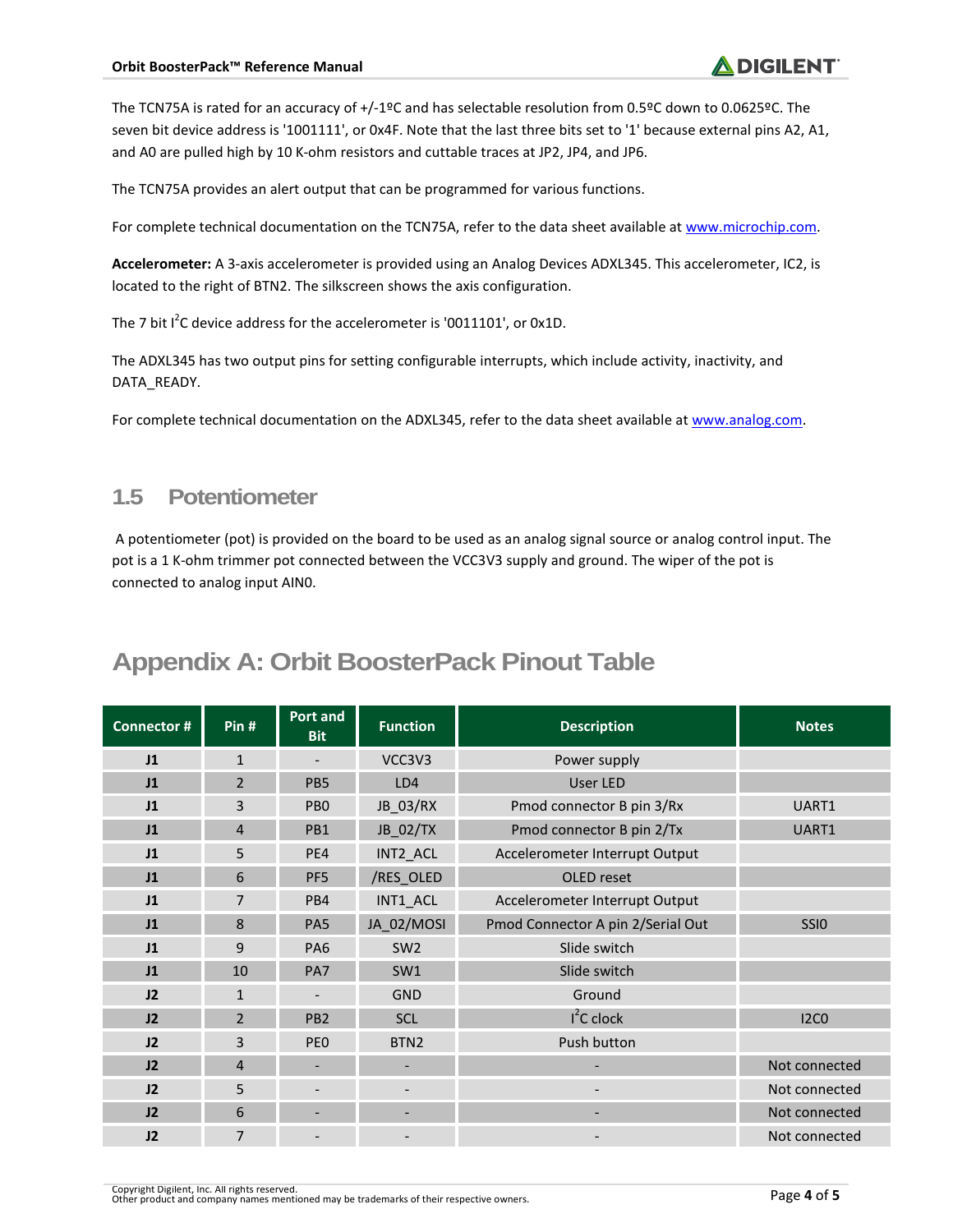The TCN75A is rated for an accuracy of +/-1ºC and has selectable resolution from 0.5ºC down to 0.0625ºC. The seven bit device address is '1001111', or 0x4F. Note that the last three bits set to '1' because external pins A2, A1, and A0 are pulled high by 10 K-ohm resistors and cuttable traces at JP2, JP4, and JP6.

The TCN75A provides an alert output that can be programmed for various functions.

For complete technical documentation on the TCN75A, refer to the data sheet available at www.microchip.com.

**Accelerometer:** A 3-axis accelerometer is provided using an Analog Devices ADXL345. This accelerometer, IC2, is located to the right of BTN2. The silkscreen shows the axis configuration.

The 7 bit I$^2$C device address for the accelerometer is '0011101', or 0x1D.

The ADXL345 has two output pins for setting configurable interrupts, which include activity, inactivity, and DATA_READY.

For complete technical documentation on the ADXL345, refer to the data sheet available at www.analog.com.

## 1.5 Potentiometer

A potentiometer (pot) is provided on the board to be used as an analog signal source or analog control input. The pot is a 1 K-ohm trimmer pot connected between the VCC3V3 supply and ground. The wiper of the pot is connected to analog input AIN0.

# Appendix A: Orbit BoosterPack Pinout Table

| Connector # | Pin # | Port and Bit | Function | Description | Notes |
|---|---|---|---|---|---|
| J1 | 1 | - | VCC3V3 | Power supply | |
| J1 | 2 | PB5 | LD4 | User LED | |
| J1 | 3 | PB0 | JB_03/RX | Pmod connector B pin 3/Rx | UART1 |
| J1 | 4 | PB1 | JB_02/TX | Pmod connector B pin 2/Tx | UART1 |
| J1 | 5 | PE4 | INT2_ACL | Accelerometer Interrupt Output | |
| J1 | 6 | PF5 | /RES_OLED | OLED reset | |
| J1 | 7 | PB4 | INT1_ACL | Accelerometer Interrupt Output | |
| J1 | 8 | PA5 | JA_02/MOSI | Pmod Connector A pin 2/Serial Out | SSI0 |
| J1 | 9 | PA6 | SW2 | Slide switch | |
| J1 | 10 | PA7 | SW1 | Slide switch | |
| J2 | 1 | - | GND | Ground | |
| J2 | 2 | PB2 | SCL | I$^2$C clock | I2C0 |
| J2 | 3 | PE0 | BTN2 | Push button | |
| J2 | 4 | - | - | - | Not connected |
| J2 | 5 | - | - | - | Not connected |
| J2 | 6 | - | - | - | Not connected |
| J2 | 7 | - | - | - | Not connected |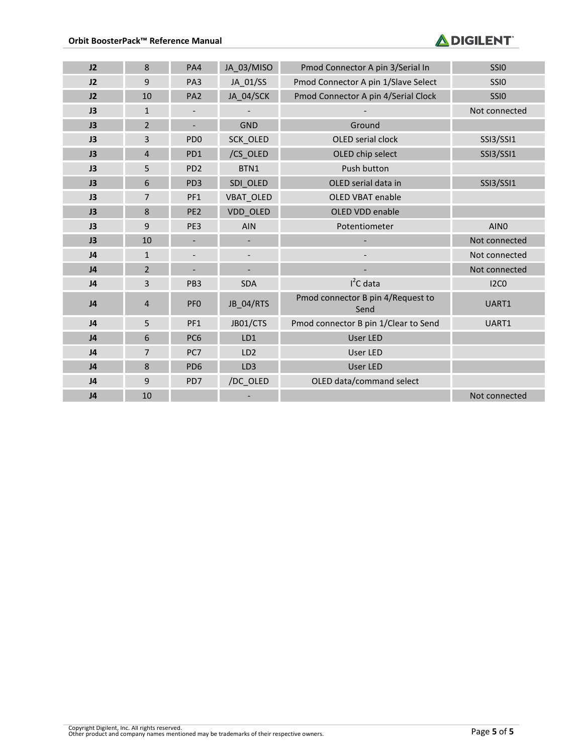| | | | | | |
|---|---|---|---|---|---|
| J2 | 8 | PA4 | JA_03/MISO | Pmod Connector A pin 3/Serial In | SSI0 |
| J2 | 9 | PA3 | JA_01/SS | Pmod Connector A pin 1/Slave Select | SSI0 |
| J2 | 10 | PA2 | JA_04/SCK | Pmod Connector A pin 4/Serial Clock | SSI0 |
| J3 | 1 | - | - | - | Not connected |
| J3 | 2 | - | GND | Ground | |
| J3 | 3 | PD0 | SCK_OLED | OLED serial clock | SSI3/SSI1 |
| J3 | 4 | PD1 | /CS_OLED | OLED chip select | SSI3/SSI1 |
| J3 | 5 | PD2 | BTN1 | Push button | |
| J3 | 6 | PD3 | SDI_OLED | OLED serial data in | SSI3/SSI1 |
| J3 | 7 | PF1 | VBAT_OLED | OLED VBAT enable | |
| J3 | 8 | PE2 | VDD_OLED | OLED VDD enable | |
| J3 | 9 | PE3 | AIN | Potentiometer | AIN0 |
| J3 | 10 | - | - | - | Not connected |
| J4 | 1 | - | - | - | Not connected |
| J4 | 2 | - | - | - | Not connected |
| J4 | 3 | PB3 | SDA | $I^2C$ data | I2C0 |
| J4 | 4 | PF0 | JB_04/RTS | Pmod connector B pin 4/Request to Send | UART1 |
| J4 | 5 | PF1 | JB01/CTS | Pmod connector B pin 1/Clear to Send | UART1 |
| J4 | 6 | PC6 | LD1 | User LED | |
| J4 | 7 | PC7 | LD2 | User LED | |
| J4 | 8 | PD6 | LD3 | User LED | |
| J4 | 9 | PD7 | /DC_OLED | OLED data/command select | |
| J4 | 10 | | - | | Not connected |

Copyright Digilent, Inc. All rights reserved.
Other product and company names mentioned may be trademarks of their respective owners.